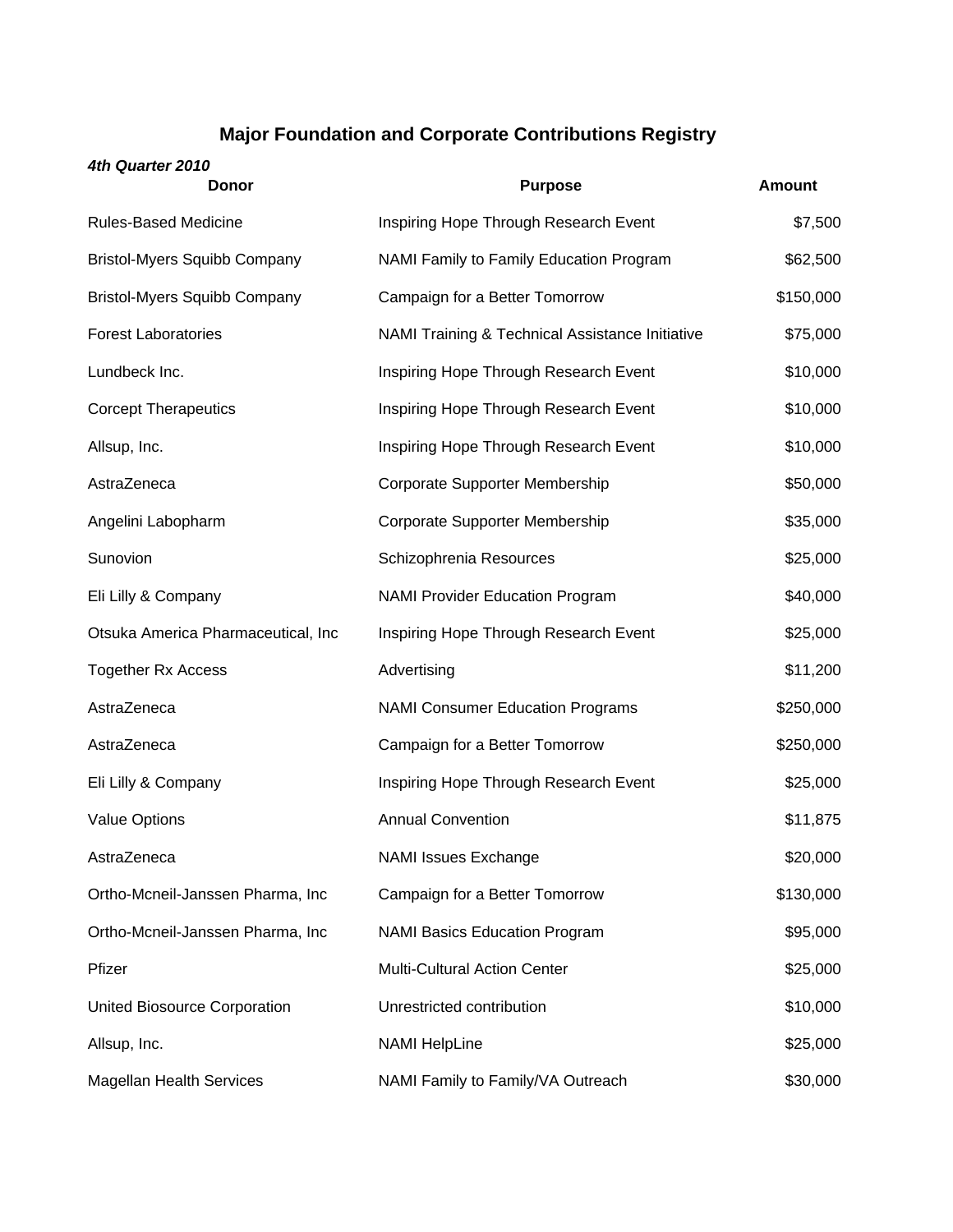# Major Foundation and Corporate Contributions Registry

***4th Quarter 2010***

| Donor | Purpose | Amount |
|---|---|---|
| Rules-Based Medicine | Inspiring Hope Through Research Event | $7,500 |
| Bristol-Myers Squibb Company | NAMI Family to Family Education Program | $62,500 |
| Bristol-Myers Squibb Company | Campaign for a Better Tomorrow | $150,000 |
| Forest Laboratories | NAMI Training & Technical Assistance Initiative | $75,000 |
| Lundbeck Inc. | Inspiring Hope Through Research Event | $10,000 |
| Corcept Therapeutics | Inspiring Hope Through Research Event | $10,000 |
| Allsup, Inc. | Inspiring Hope Through Research Event | $10,000 |
| AstraZeneca | Corporate Supporter Membership | $50,000 |
| Angelini Labopharm | Corporate Supporter Membership | $35,000 |
| Sunovion | Schizophrenia Resources | $25,000 |
| Eli Lilly & Company | NAMI Provider Education Program | $40,000 |
| Otsuka America Pharmaceutical, Inc | Inspiring Hope Through Research Event | $25,000 |
| Together Rx Access | Advertising | $11,200 |
| AstraZeneca | NAMI Consumer Education Programs | $250,000 |
| AstraZeneca | Campaign for a Better Tomorrow | $250,000 |
| Eli Lilly & Company | Inspiring Hope Through Research Event | $25,000 |
| Value Options | Annual Convention | $11,875 |
| AstraZeneca | NAMI Issues Exchange | $20,000 |
| Ortho-Mcneil-Janssen Pharma, Inc | Campaign for a Better Tomorrow | $130,000 |
| Ortho-Mcneil-Janssen Pharma, Inc | NAMI Basics Education Program | $95,000 |
| Pfizer | Multi-Cultural Action Center | $25,000 |
| United Biosource Corporation | Unrestricted contribution | $10,000 |
| Allsup, Inc. | NAMI HelpLine | $25,000 |
| Magellan Health Services | NAMI Family to Family/VA Outreach | $30,000 |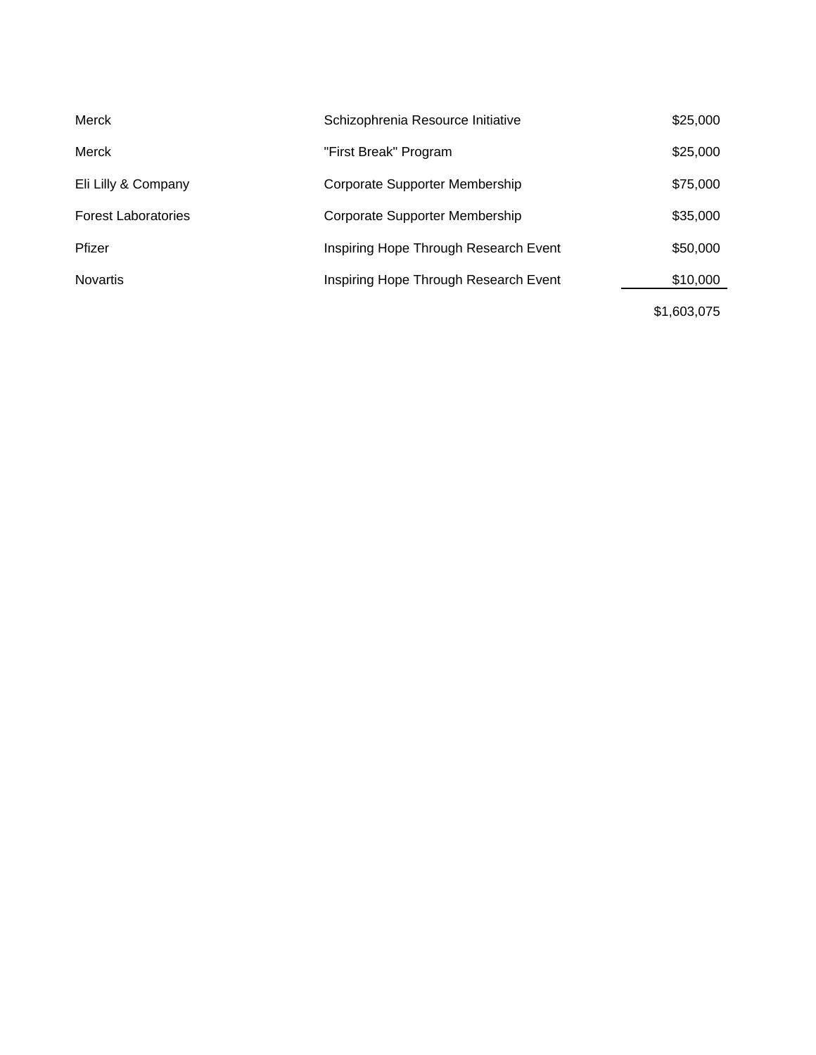| | | |
|---|---|---|
| Merck | Schizophrenia Resource Initiative | $25,000 |
| Merck | "First Break" Program | $25,000 |
| Eli Lilly & Company | Corporate Supporter Membership | $75,000 |
| Forest Laboratories | Corporate Supporter Membership | $35,000 |
| Pfizer | Inspiring Hope Through Research Event | $50,000 |
| Novartis | Inspiring Hope Through Research Event | $10,000 |
| | | $1,603,075 |